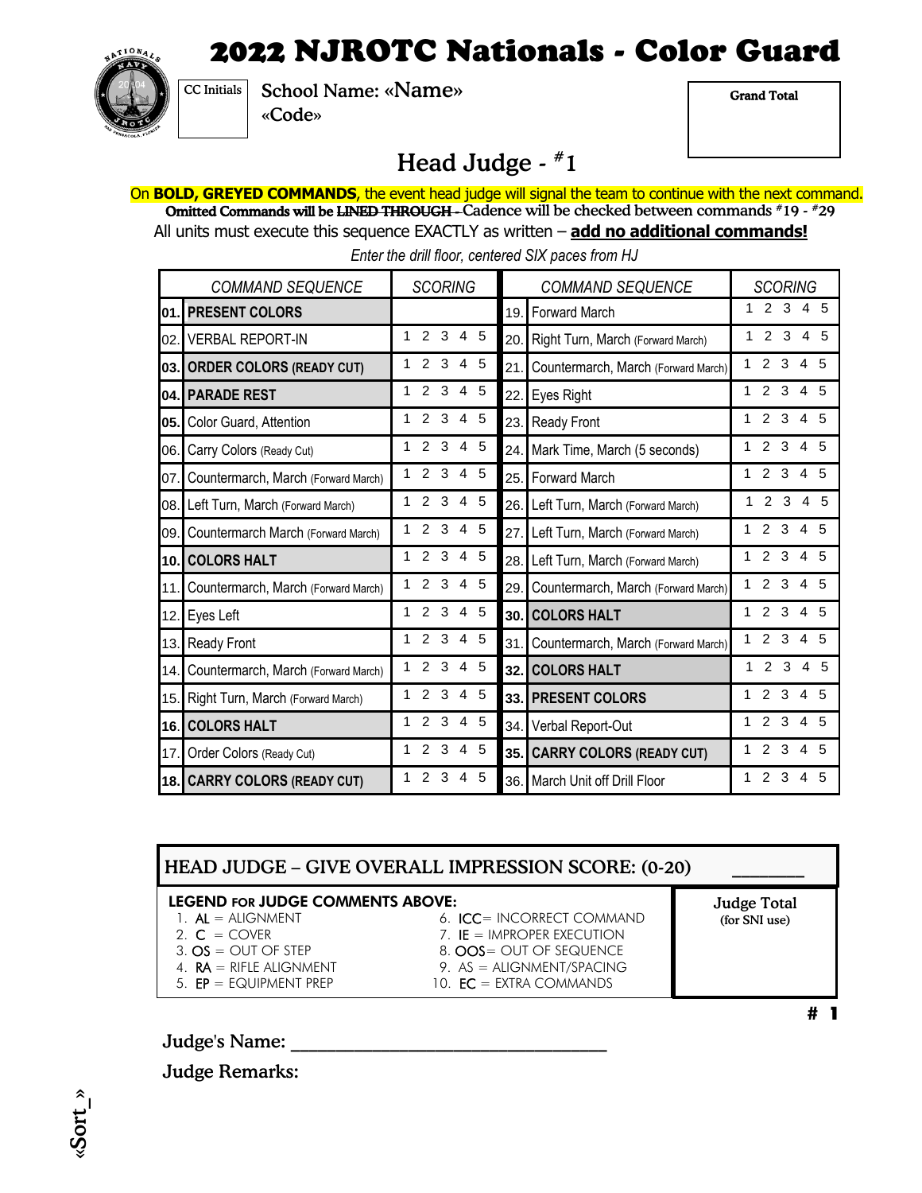# 2022 NJROTC Nationals - Color Guard

CC Initials

School Name: «Name»
«Code»

Grand Total

## Head Judge - #1

On **BOLD, GREYED COMMANDS**, the event head judge will signal the team to continue with the next command.

**Omitted Commands will be ~~LINED THROUGH~~** – Cadence will be checked between commands #19 - #29

All units must execute this sequence EXACTLY as written – **add no additional commands!**

*Enter the drill floor, centered SIX paces from HJ*

| | *COMMAND SEQUENCE* | *SCORING* | | *COMMAND SEQUENCE* | *SCORING* |
|---|---|---|---|---|---|
| **01.** | **PRESENT COLORS** | | 19. | Forward March | 1 2 3 4 5 |
| 02. | VERBAL REPORT-IN | 1 2 3 4 5 | 20. | Right Turn, March (Forward March) | 1 2 3 4 5 |
| **03.** | **ORDER COLORS (READY CUT)** | 1 2 3 4 5 | 21. | Countermarch, March (Forward March) | 1 2 3 4 5 |
| **04.** | **PARADE REST** | 1 2 3 4 5 | 22. | Eyes Right | 1 2 3 4 5 |
| **05.** | Color Guard, Attention | 1 2 3 4 5 | 23. | Ready Front | 1 2 3 4 5 |
| 06. | Carry Colors (Ready Cut) | 1 2 3 4 5 | 24. | Mark Time, March (5 seconds) | 1 2 3 4 5 |
| 07. | Countermarch, March (Forward March) | 1 2 3 4 5 | 25. | Forward March | 1 2 3 4 5 |
| 08. | Left Turn, March (Forward March) | 1 2 3 4 5 | 26. | Left Turn, March (Forward March) | 1 2 3 4 5 |
| 09. | Countermarch March (Forward March) | 1 2 3 4 5 | 27. | Left Turn, March (Forward March) | 1 2 3 4 5 |
| **10.** | **COLORS HALT** | 1 2 3 4 5 | 28. | Left Turn, March (Forward March) | 1 2 3 4 5 |
| 11. | Countermarch, March (Forward March) | 1 2 3 4 5 | 29. | Countermarch, March (Forward March) | 1 2 3 4 5 |
| 12. | Eyes Left | 1 2 3 4 5 | **30.** | **COLORS HALT** | 1 2 3 4 5 |
| 13. | Ready Front | 1 2 3 4 5 | 31. | Countermarch, March (Forward March) | 1 2 3 4 5 |
| 14. | Countermarch, March (Forward March) | 1 2 3 4 5 | **32.** | **COLORS HALT** | 1 2 3 4 5 |
| 15. | Right Turn, March (Forward March) | 1 2 3 4 5 | **33.** | **PRESENT COLORS** | 1 2 3 4 5 |
| **16.** | **COLORS HALT** | 1 2 3 4 5 | 34. | Verbal Report-Out | 1 2 3 4 5 |
| 17. | Order Colors (Ready Cut) | 1 2 3 4 5 | **35.** | **CARRY COLORS (READY CUT)** | 1 2 3 4 5 |
| **18.** | **CARRY COLORS (READY CUT)** | 1 2 3 4 5 | 36. | March Unit off Drill Floor | 1 2 3 4 5 |

**HEAD JUDGE – GIVE OVERALL IMPRESSION SCORE: (0-20)** ________

**LEGEND FOR JUDGE COMMENTS ABOVE:**

1. **AL** = ALIGNMENT
2. **C** = COVER
3. **OS** = OUT OF STEP
4. **RA** = RIFLE ALIGNMENT
5. **EP** = EQUIPMENT PREP
6. **ICC** = INCORRECT COMMAND
7. **IE** = IMPROPER EXECUTION
8. **OOS** = OUT OF SEQUENCE
9. **AS** = ALIGNMENT/SPACING
10. **EC** = EXTRA COMMANDS

**Judge Total**
**(for SNI use)**

**# 1**

**Judge's Name:** ________________________________

**Judge Remarks:**

«Sort_»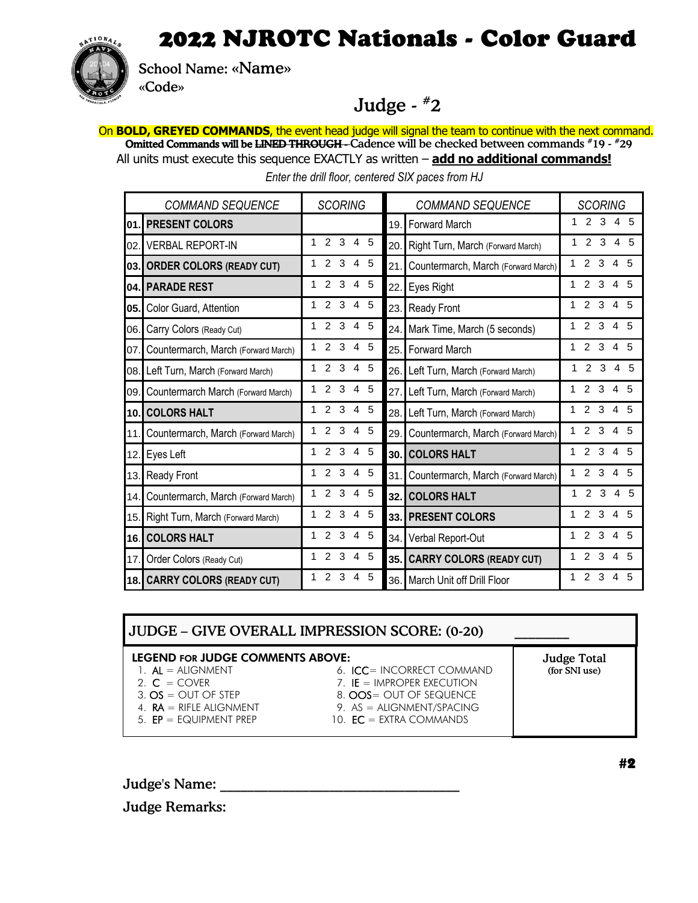# 2022 NJROTC Nationals - Color Guard

School Name: «Name»
«Code»

## Judge - #2

On **BOLD, GREYED COMMANDS**, the event head judge will signal the team to continue with the next command.
**Omitted Commands will be ~~LINED THROUGH~~** – Cadence will be checked between commands #19 - #29
All units must execute this sequence EXACTLY as written – **add no additional commands!**

*Enter the drill floor, centered SIX paces from HJ*

| | COMMAND SEQUENCE | SCORING | | COMMAND SEQUENCE | SCORING |
|---|---|---|---|---|---|
| **01.** | **PRESENT COLORS** | | 19. | Forward March | 1 2 3 4 5 |
| 02. | VERBAL REPORT-IN | 1 2 3 4 5 | 20. | Right Turn, March (Forward March) | 1 2 3 4 5 |
| **03.** | **ORDER COLORS (READY CUT)** | 1 2 3 4 5 | 21. | Countermarch, March (Forward March) | 1 2 3 4 5 |
| **04.** | **PARADE REST** | 1 2 3 4 5 | 22. | Eyes Right | 1 2 3 4 5 |
| **05.** | Color Guard, Attention | 1 2 3 4 5 | 23. | Ready Front | 1 2 3 4 5 |
| 06. | Carry Colors (Ready Cut) | 1 2 3 4 5 | 24. | Mark Time, March (5 seconds) | 1 2 3 4 5 |
| 07. | Countermarch, March (Forward March) | 1 2 3 4 5 | 25. | Forward March | 1 2 3 4 5 |
| 08. | Left Turn, March (Forward March) | 1 2 3 4 5 | 26. | Left Turn, March (Forward March) | 1 2 3 4 5 |
| 09. | Countermarch March (Forward March) | 1 2 3 4 5 | 27. | Left Turn, March (Forward March) | 1 2 3 4 5 |
| **10.** | **COLORS HALT** | 1 2 3 4 5 | 28. | Left Turn, March (Forward March) | 1 2 3 4 5 |
| 11. | Countermarch, March (Forward March) | 1 2 3 4 5 | 29. | Countermarch, March (Forward March) | 1 2 3 4 5 |
| 12. | Eyes Left | 1 2 3 4 5 | **30.** | **COLORS HALT** | 1 2 3 4 5 |
| 13. | Ready Front | 1 2 3 4 5 | 31. | Countermarch, March (Forward March) | 1 2 3 4 5 |
| 14. | Countermarch, March (Forward March) | 1 2 3 4 5 | **32.** | **COLORS HALT** | 1 2 3 4 5 |
| 15. | Right Turn, March (Forward March) | 1 2 3 4 5 | **33.** | **PRESENT COLORS** | 1 2 3 4 5 |
| **16.** | **COLORS HALT** | 1 2 3 4 5 | 34. | Verbal Report-Out | 1 2 3 4 5 |
| 17. | Order Colors (Ready Cut) | 1 2 3 4 5 | **35.** | **CARRY COLORS (READY CUT)** | 1 2 3 4 5 |
| **18.** | **CARRY COLORS (READY CUT)** | 1 2 3 4 5 | 36. | March Unit off Drill Floor | 1 2 3 4 5 |

**JUDGE – GIVE OVERALL IMPRESSION SCORE: (0-20)** ________

**LEGEND FOR JUDGE COMMENTS ABOVE:**

1. AL = ALIGNMENT
2. C = COVER
3. OS = OUT OF STEP
4. RA = RIFLE ALIGNMENT
5. EP = EQUIPMENT PREP
6. ICC= INCORRECT COMMAND
7. IE = IMPROPER EXECUTION
8. OOS= OUT OF SEQUENCE
9. AS = ALIGNMENT/SPACING
10. EC = EXTRA COMMANDS

**Judge Total** (for SNI use)

**#2**

Judge's Name: ______________________________

Judge Remarks: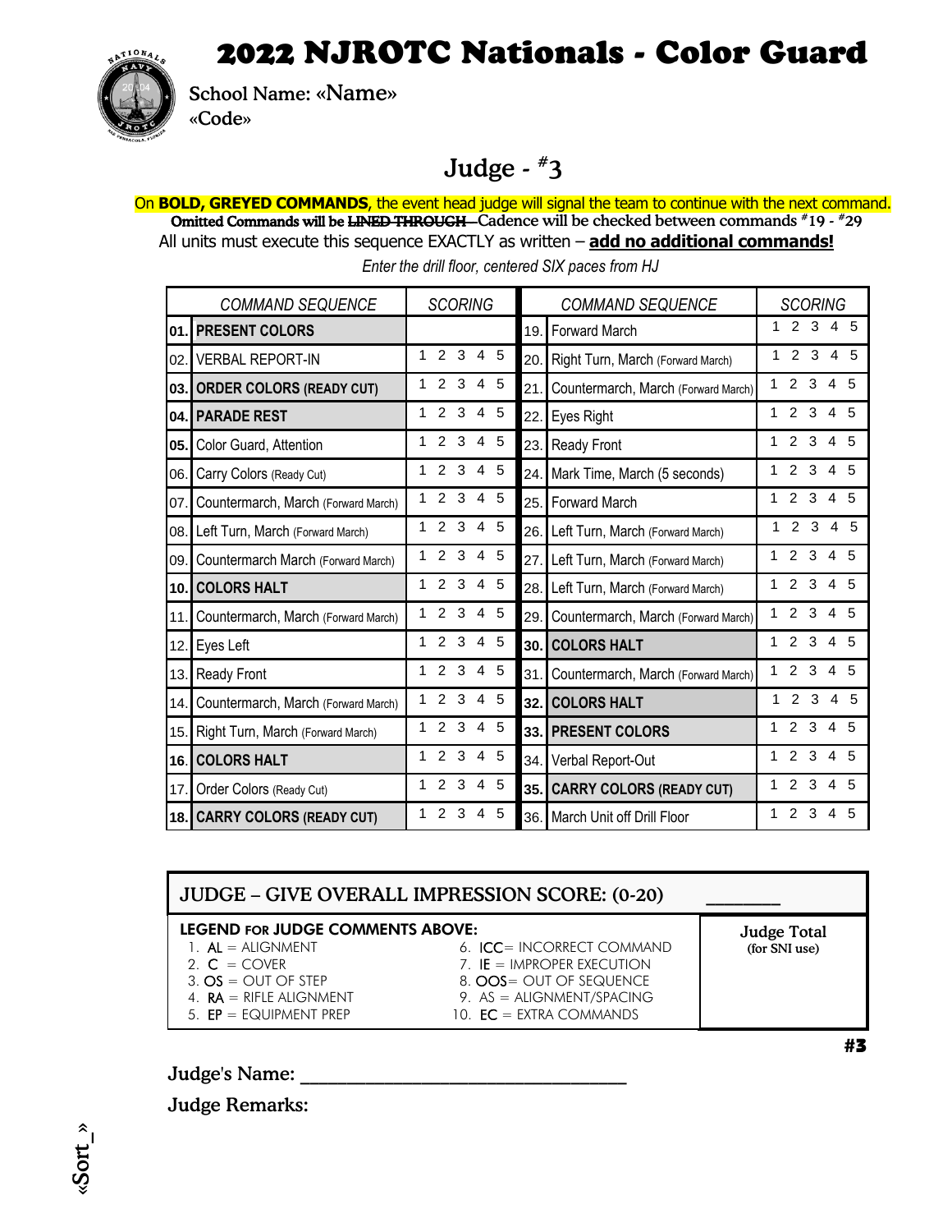# 2022 NJROTC Nationals - Color Guard

School Name: «Name»
«Code»

## Judge - #3

On **BOLD, GREYED COMMANDS**, the event head judge will signal the team to continue with the next command.
**Omitted Commands will be ~~LINED THROUGH~~ – Cadence will be checked between commands #19 - #29**
All units must execute this sequence EXACTLY as written – **add no additional commands!**

*Enter the drill floor, centered SIX paces from HJ*

| | COMMAND SEQUENCE | SCORING | | COMMAND SEQUENCE | SCORING |
|---|---|---|---|---|---|
| **01.** | **PRESENT COLORS** | | 19. | Forward March | 1 2 3 4 5 |
| 02. | VERBAL REPORT-IN | 1 2 3 4 5 | 20. | Right Turn, March (Forward March) | 1 2 3 4 5 |
| **03.** | **ORDER COLORS (READY CUT)** | 1 2 3 4 5 | 21. | Countermarch, March (Forward March) | 1 2 3 4 5 |
| **04.** | **PARADE REST** | 1 2 3 4 5 | 22. | Eyes Right | 1 2 3 4 5 |
| **05.** | Color Guard, Attention | 1 2 3 4 5 | 23. | Ready Front | 1 2 3 4 5 |
| 06. | Carry Colors (Ready Cut) | 1 2 3 4 5 | 24. | Mark Time, March (5 seconds) | 1 2 3 4 5 |
| 07. | Countermarch, March (Forward March) | 1 2 3 4 5 | 25. | Forward March | 1 2 3 4 5 |
| 08. | Left Turn, March (Forward March) | 1 2 3 4 5 | 26. | Left Turn, March (Forward March) | 1 2 3 4 5 |
| 09. | Countermarch March (Forward March) | 1 2 3 4 5 | 27. | Left Turn, March (Forward March) | 1 2 3 4 5 |
| **10.** | **COLORS HALT** | 1 2 3 4 5 | 28. | Left Turn, March (Forward March) | 1 2 3 4 5 |
| 11. | Countermarch, March (Forward March) | 1 2 3 4 5 | 29. | Countermarch, March (Forward March) | 1 2 3 4 5 |
| 12. | Eyes Left | 1 2 3 4 5 | **30.** | **COLORS HALT** | 1 2 3 4 5 |
| 13. | Ready Front | 1 2 3 4 5 | 31. | Countermarch, March (Forward March) | 1 2 3 4 5 |
| 14. | Countermarch, March (Forward March) | 1 2 3 4 5 | **32.** | **COLORS HALT** | 1 2 3 4 5 |
| 15. | Right Turn, March (Forward March) | 1 2 3 4 5 | **33.** | **PRESENT COLORS** | 1 2 3 4 5 |
| **16.** | **COLORS HALT** | 1 2 3 4 5 | 34. | Verbal Report-Out | 1 2 3 4 5 |
| 17. | Order Colors (Ready Cut) | 1 2 3 4 5 | **35.** | **CARRY COLORS (READY CUT)** | 1 2 3 4 5 |
| **18.** | **CARRY COLORS (READY CUT)** | 1 2 3 4 5 | 36. | March Unit off Drill Floor | 1 2 3 4 5 |

**JUDGE – GIVE OVERALL IMPRESSION SCORE: (0-20)** _______

**LEGEND FOR JUDGE COMMENTS ABOVE:**

1. **AL** = ALIGNMENT
2. **C** = COVER
3. **OS** = OUT OF STEP
4. **RA** = RIFLE ALIGNMENT
5. **EP** = EQUIPMENT PREP
6. **ICC**= INCORRECT COMMAND
7. **IE** = IMPROPER EXECUTION
8. **OOS**= OUT OF SEQUENCE
9. **AS** = ALIGNMENT/SPACING
10. **EC** = EXTRA COMMANDS

**Judge Total** (for SNI use)

**#3**

Judge's Name: ________________________________

Judge Remarks:

«Sort_»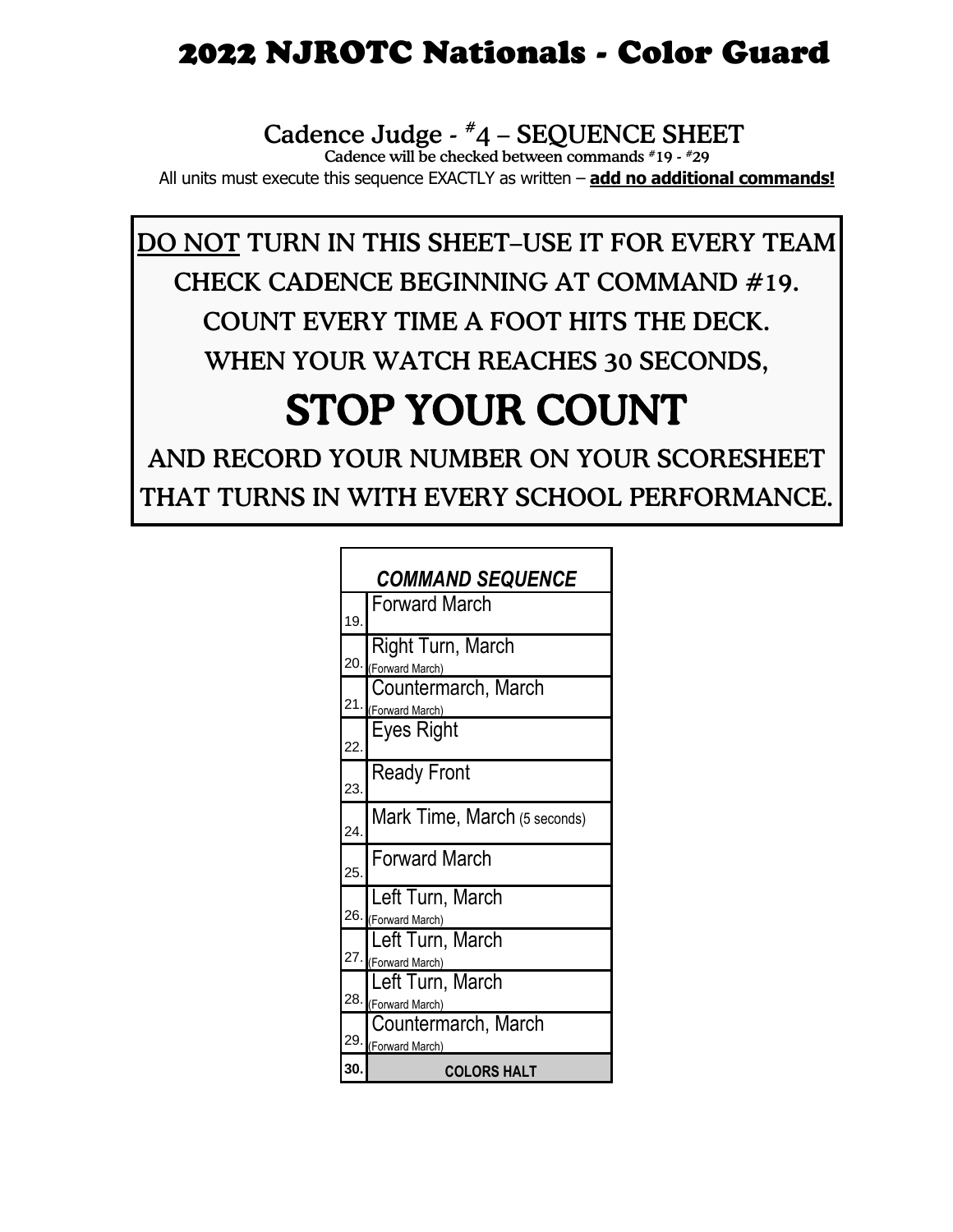# 2022 NJROTC Nationals - Color Guard

## Cadence Judge - #4 – SEQUENCE SHEET

**Cadence will be checked between commands #19 - #29**

All units must execute this sequence EXACTLY as written – **add no additional commands!**

DO NOT TURN IN THIS SHEET–USE IT FOR EVERY TEAM

CHECK CADENCE BEGINNING AT COMMAND #19.

COUNT EVERY TIME A FOOT HITS THE DECK.

WHEN YOUR WATCH REACHES 30 SECONDS,

# STOP YOUR COUNT

AND RECORD YOUR NUMBER ON YOUR SCORESHEET THAT TURNS IN WITH EVERY SCHOOL PERFORMANCE.

| | *COMMAND SEQUENCE* |
|---|---|
| 19. | Forward March |
| 20. | Right Turn, March (Forward March) |
| 21. | Countermarch, March (Forward March) |
| 22. | Eyes Right |
| 23. | Ready Front |
| 24. | Mark Time, March (5 seconds) |
| 25. | Forward March |
| 26. | Left Turn, March (Forward March) |
| 27. | Left Turn, March (Forward March) |
| 28. | Left Turn, March (Forward March) |
| 29. | Countermarch, March (Forward March) |
| **30.** | **COLORS HALT** |